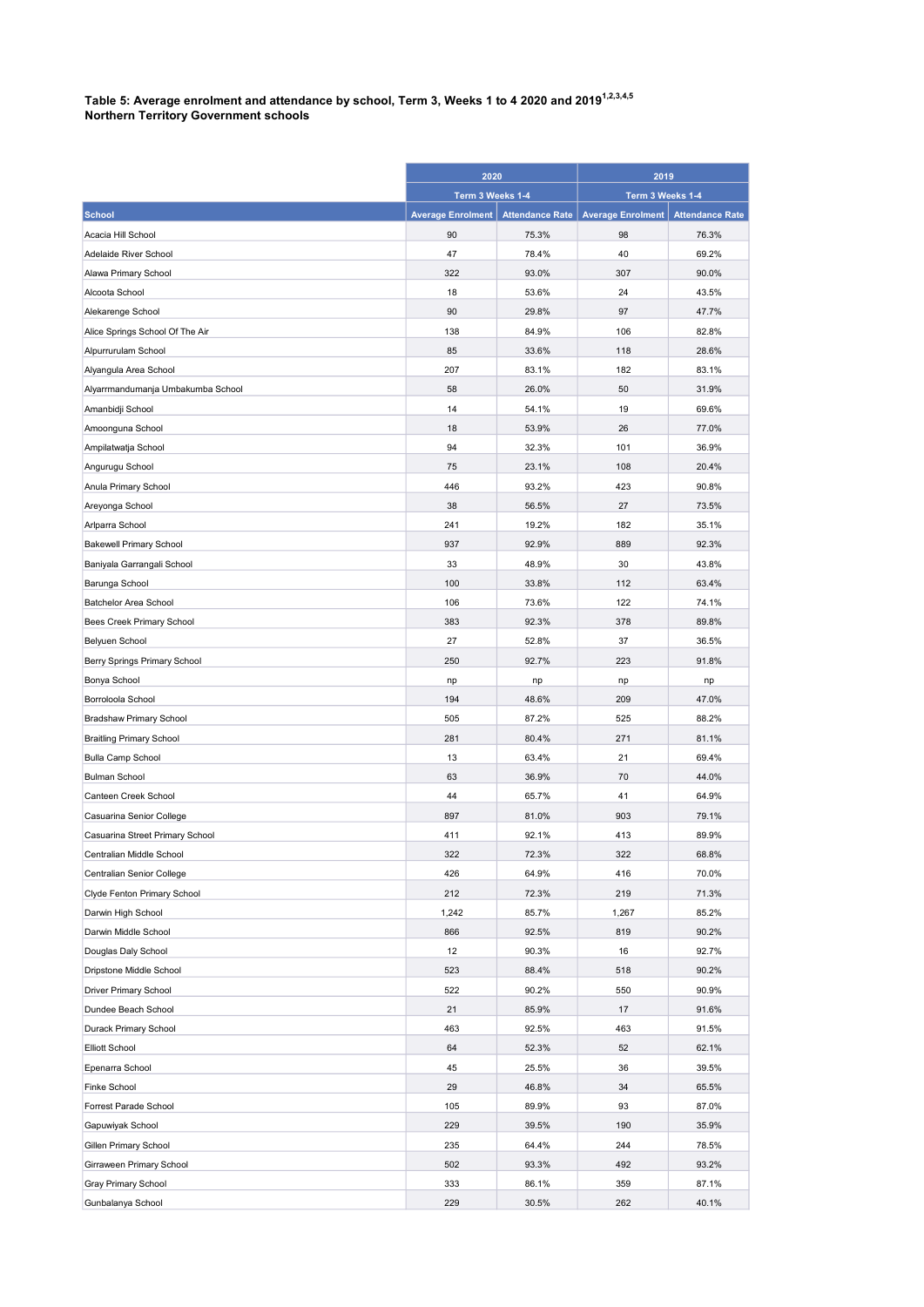**Table 5: Average enrolment and attendance by school, Term 3, Weeks 1 to 4 2020 and 2019[1,2,3,4,5]**
**Northern Territory Government schools**

| | 2020 | | 2019 | |
|---|---|---|---|---|
| | Term 3 Weeks 1-4 | | Term 3 Weeks 1-4 | |
| School | Average Enrolment | Attendance Rate | Average Enrolment | Attendance Rate |
| Acacia Hill School | 90 | 75.3% | 98 | 76.3% |
| Adelaide River School | 47 | 78.4% | 40 | 69.2% |
| Alawa Primary School | 322 | 93.0% | 307 | 90.0% |
| Alcoota School | 18 | 53.6% | 24 | 43.5% |
| Alekarenge School | 90 | 29.8% | 97 | 47.7% |
| Alice Springs School Of The Air | 138 | 84.9% | 106 | 82.8% |
| Alpurrurulam School | 85 | 33.6% | 118 | 28.6% |
| Alyangula Area School | 207 | 83.1% | 182 | 83.1% |
| Alyarrmandumanja Umbakumba School | 58 | 26.0% | 50 | 31.9% |
| Amanbidji School | 14 | 54.1% | 19 | 69.6% |
| Amoonguna School | 18 | 53.9% | 26 | 77.0% |
| Ampilatwatja School | 94 | 32.3% | 101 | 36.9% |
| Angurugu School | 75 | 23.1% | 108 | 20.4% |
| Anula Primary School | 446 | 93.2% | 423 | 90.8% |
| Areyonga School | 38 | 56.5% | 27 | 73.5% |
| Arlparra School | 241 | 19.2% | 182 | 35.1% |
| Bakewell Primary School | 937 | 92.9% | 889 | 92.3% |
| Baniyala Garrangali School | 33 | 48.9% | 30 | 43.8% |
| Barunga School | 100 | 33.8% | 112 | 63.4% |
| Batchelor Area School | 106 | 73.6% | 122 | 74.1% |
| Bees Creek Primary School | 383 | 92.3% | 378 | 89.8% |
| Belyuen School | 27 | 52.8% | 37 | 36.5% |
| Berry Springs Primary School | 250 | 92.7% | 223 | 91.8% |
| Bonya School | np | np | np | np |
| Borroloola School | 194 | 48.6% | 209 | 47.0% |
| Bradshaw Primary School | 505 | 87.2% | 525 | 88.2% |
| Braitling Primary School | 281 | 80.4% | 271 | 81.1% |
| Bulla Camp School | 13 | 63.4% | 21 | 69.4% |
| Bulman School | 63 | 36.9% | 70 | 44.0% |
| Canteen Creek School | 44 | 65.7% | 41 | 64.9% |
| Casuarina Senior College | 897 | 81.0% | 903 | 79.1% |
| Casuarina Street Primary School | 411 | 92.1% | 413 | 89.9% |
| Centralian Middle School | 322 | 72.3% | 322 | 68.8% |
| Centralian Senior College | 426 | 64.9% | 416 | 70.0% |
| Clyde Fenton Primary School | 212 | 72.3% | 219 | 71.3% |
| Darwin High School | 1,242 | 85.7% | 1,267 | 85.2% |
| Darwin Middle School | 866 | 92.5% | 819 | 90.2% |
| Douglas Daly School | 12 | 90.3% | 16 | 92.7% |
| Dripstone Middle School | 523 | 88.4% | 518 | 90.2% |
| Driver Primary School | 522 | 90.2% | 550 | 90.9% |
| Dundee Beach School | 21 | 85.9% | 17 | 91.6% |
| Durack Primary School | 463 | 92.5% | 463 | 91.5% |
| Elliott School | 64 | 52.3% | 52 | 62.1% |
| Epenarra School | 45 | 25.5% | 36 | 39.5% |
| Finke School | 29 | 46.8% | 34 | 65.5% |
| Forrest Parade School | 105 | 89.9% | 93 | 87.0% |
| Gapuwiyak School | 229 | 39.5% | 190 | 35.9% |
| Gillen Primary School | 235 | 64.4% | 244 | 78.5% |
| Girraween Primary School | 502 | 93.3% | 492 | 93.2% |
| Gray Primary School | 333 | 86.1% | 359 | 87.1% |
| Gunbalanya School | 229 | 30.5% | 262 | 40.1% |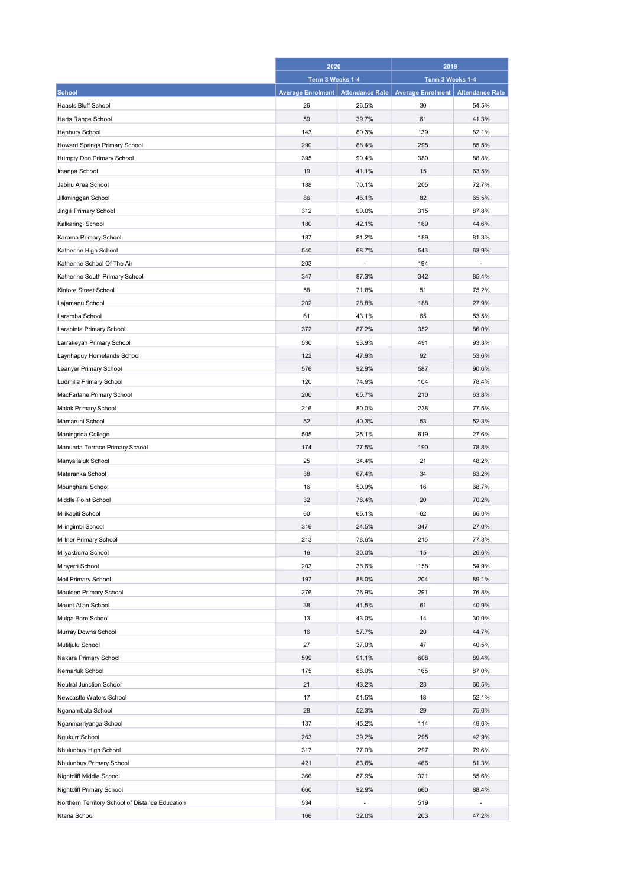| School | 2020 | | 2019 | |
|---|---|---|---|---|
| | Term 3 Weeks 1-4 | | Term 3 Weeks 1-4 | |
| | Average Enrolment | Attendance Rate | Average Enrolment | Attendance Rate |
| Haasts Bluff School | 26 | 26.5% | 30 | 54.5% |
| Harts Range School | 59 | 39.7% | 61 | 41.3% |
| Henbury School | 143 | 80.3% | 139 | 82.1% |
| Howard Springs Primary School | 290 | 88.4% | 295 | 85.5% |
| Humpty Doo Primary School | 395 | 90.4% | 380 | 88.8% |
| Imanpa School | 19 | 41.1% | 15 | 63.5% |
| Jabiru Area School | 188 | 70.1% | 205 | 72.7% |
| Jilkminggan School | 86 | 46.1% | 82 | 65.5% |
| Jingili Primary School | 312 | 90.0% | 315 | 87.8% |
| Kalkaringi School | 180 | 42.1% | 169 | 44.6% |
| Karama Primary School | 187 | 81.2% | 189 | 81.3% |
| Katherine High School | 540 | 68.7% | 543 | 63.9% |
| Katherine School Of The Air | 203 | - | 194 | - |
| Katherine South Primary School | 347 | 87.3% | 342 | 85.4% |
| Kintore Street School | 58 | 71.8% | 51 | 75.2% |
| Lajamanu School | 202 | 28.8% | 188 | 27.9% |
| Laramba School | 61 | 43.1% | 65 | 53.5% |
| Larapinta Primary School | 372 | 87.2% | 352 | 86.0% |
| Larrakeyah Primary School | 530 | 93.9% | 491 | 93.3% |
| Laynhapuy Homelands School | 122 | 47.9% | 92 | 53.6% |
| Leanyer Primary School | 576 | 92.9% | 587 | 90.6% |
| Ludmilla Primary School | 120 | 74.9% | 104 | 78.4% |
| MacFarlane Primary School | 200 | 65.7% | 210 | 63.8% |
| Malak Primary School | 216 | 80.0% | 238 | 77.5% |
| Mamaruni School | 52 | 40.3% | 53 | 52.3% |
| Maningrida College | 505 | 25.1% | 619 | 27.6% |
| Manunda Terrace Primary School | 174 | 77.5% | 190 | 78.8% |
| Manyallaluk School | 25 | 34.4% | 21 | 48.2% |
| Mataranka School | 38 | 67.4% | 34 | 83.2% |
| Mbunghara School | 16 | 50.9% | 16 | 68.7% |
| Middle Point School | 32 | 78.4% | 20 | 70.2% |
| Milikapiti School | 60 | 65.1% | 62 | 66.0% |
| Milingimbi School | 316 | 24.5% | 347 | 27.0% |
| Millner Primary School | 213 | 78.6% | 215 | 77.3% |
| Milyakburra School | 16 | 30.0% | 15 | 26.6% |
| Minyerri School | 203 | 36.6% | 158 | 54.9% |
| Moil Primary School | 197 | 88.0% | 204 | 89.1% |
| Moulden Primary School | 276 | 76.9% | 291 | 76.8% |
| Mount Allan School | 38 | 41.5% | 61 | 40.9% |
| Mulga Bore School | 13 | 43.0% | 14 | 30.0% |
| Murray Downs School | 16 | 57.7% | 20 | 44.7% |
| Mutitjulu School | 27 | 37.0% | 47 | 40.5% |
| Nakara Primary School | 599 | 91.1% | 608 | 89.4% |
| Nemarluk School | 175 | 88.0% | 165 | 87.0% |
| Neutral Junction School | 21 | 43.2% | 23 | 60.5% |
| Newcastle Waters School | 17 | 51.5% | 18 | 52.1% |
| Nganambala School | 28 | 52.3% | 29 | 75.0% |
| Nganmarriyanga School | 137 | 45.2% | 114 | 49.6% |
| Ngukurr School | 263 | 39.2% | 295 | 42.9% |
| Nhulunbuy High School | 317 | 77.0% | 297 | 79.6% |
| Nhulunbuy Primary School | 421 | 83.6% | 466 | 81.3% |
| Nightcliff Middle School | 366 | 87.9% | 321 | 85.6% |
| Nightcliff Primary School | 660 | 92.9% | 660 | 88.4% |
| Northern Territory School of Distance Education | 534 | - | 519 | - |
| Ntaria School | 166 | 32.0% | 203 | 47.2% |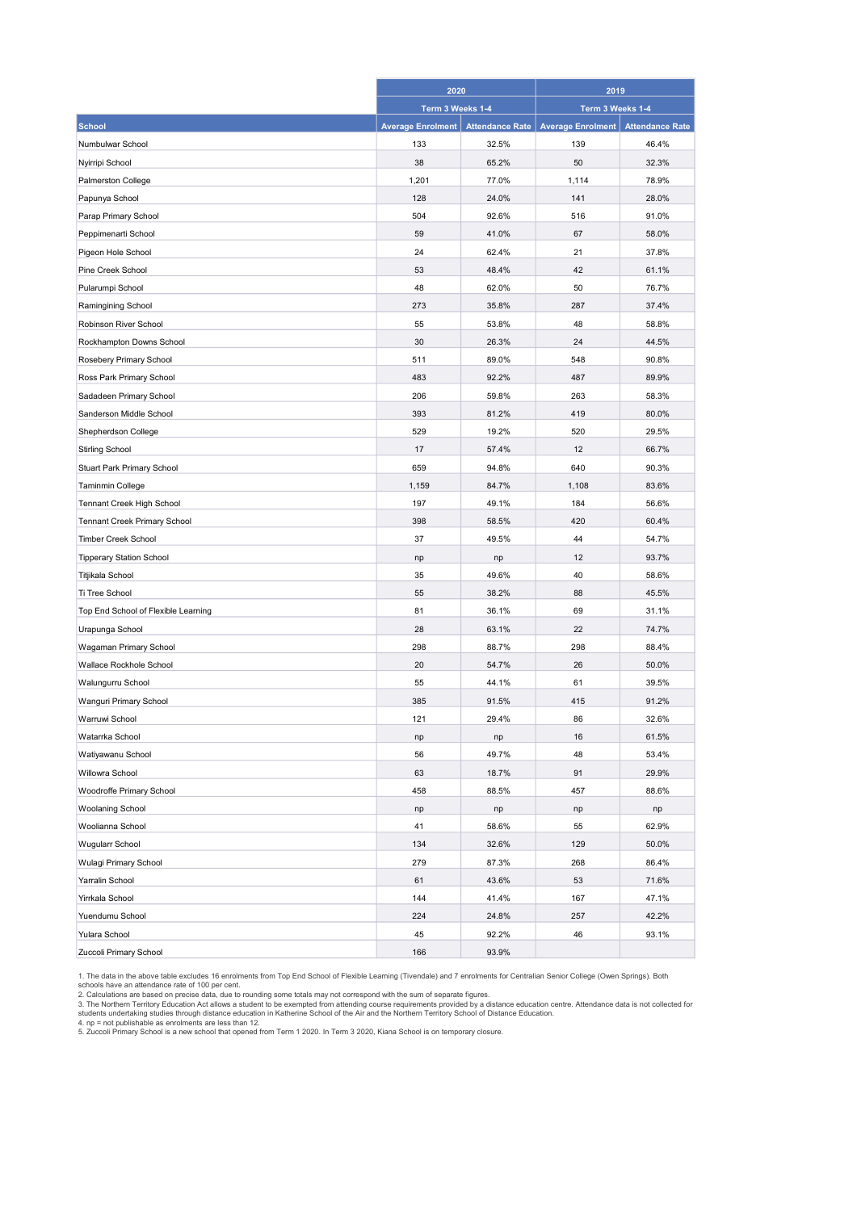| | 2020 | | 2019 | |
|---|---|---|---|---|
| | Term 3 Weeks 1-4 | | Term 3 Weeks 1-4 | |
| School | Average Enrolment | Attendance Rate | Average Enrolment | Attendance Rate |
| Numbulwar School | 133 | 32.5% | 139 | 46.4% |
| Nyirripi School | 38 | 65.2% | 50 | 32.3% |
| Palmerston College | 1,201 | 77.0% | 1,114 | 78.9% |
| Papunya School | 128 | 24.0% | 141 | 28.0% |
| Parap Primary School | 504 | 92.6% | 516 | 91.0% |
| Peppimenarti School | 59 | 41.0% | 67 | 58.0% |
| Pigeon Hole School | 24 | 62.4% | 21 | 37.8% |
| Pine Creek School | 53 | 48.4% | 42 | 61.1% |
| Pularumpi School | 48 | 62.0% | 50 | 76.7% |
| Ramingining School | 273 | 35.8% | 287 | 37.4% |
| Robinson River School | 55 | 53.8% | 48 | 58.8% |
| Rockhampton Downs School | 30 | 26.3% | 24 | 44.5% |
| Rosebery Primary School | 511 | 89.0% | 548 | 90.8% |
| Ross Park Primary School | 483 | 92.2% | 487 | 89.9% |
| Sadadeen Primary School | 206 | 59.8% | 263 | 58.3% |
| Sanderson Middle School | 393 | 81.2% | 419 | 80.0% |
| Shepherdson College | 529 | 19.2% | 520 | 29.5% |
| Stirling School | 17 | 57.4% | 12 | 66.7% |
| Stuart Park Primary School | 659 | 94.8% | 640 | 90.3% |
| Taminmin College | 1,159 | 84.7% | 1,108 | 83.6% |
| Tennant Creek High School | 197 | 49.1% | 184 | 56.6% |
| Tennant Creek Primary School | 398 | 58.5% | 420 | 60.4% |
| Timber Creek School | 37 | 49.5% | 44 | 54.7% |
| Tipperary Station School | np | np | 12 | 93.7% |
| Titjikala School | 35 | 49.6% | 40 | 58.6% |
| Ti Tree School | 55 | 38.2% | 88 | 45.5% |
| Top End School of Flexible Learning | 81 | 36.1% | 69 | 31.1% |
| Urapunga School | 28 | 63.1% | 22 | 74.7% |
| Wagaman Primary School | 298 | 88.7% | 298 | 88.4% |
| Wallace Rockhole School | 20 | 54.7% | 26 | 50.0% |
| Walungurru School | 55 | 44.1% | 61 | 39.5% |
| Wanguri Primary School | 385 | 91.5% | 415 | 91.2% |
| Warruwi School | 121 | 29.4% | 86 | 32.6% |
| Watarrka School | np | np | 16 | 61.5% |
| Watiyawanu School | 56 | 49.7% | 48 | 53.4% |
| Willowra School | 63 | 18.7% | 91 | 29.9% |
| Woodroffe Primary School | 458 | 88.5% | 457 | 88.6% |
| Woolaning School | np | np | np | np |
| Woolianna School | 41 | 58.6% | 55 | 62.9% |
| Wugularr School | 134 | 32.6% | 129 | 50.0% |
| Wulagi Primary School | 279 | 87.3% | 268 | 86.4% |
| Yarralin School | 61 | 43.6% | 53 | 71.6% |
| Yirrkala School | 144 | 41.4% | 167 | 47.1% |
| Yuendumu School | 224 | 24.8% | 257 | 42.2% |
| Yulara School | 45 | 92.2% | 46 | 93.1% |
| Zuccoli Primary School | 166 | 93.9% | | |

1. The data in the above table excludes 16 enrolments from Top End School of Flexible Learning (Tivendale) and 7 enrolments for Centralian Senior College (Owen Springs). Both schools have an attendance rate of 100 per cent.
2. Calculations are based on precise data, due to rounding some totals may not correspond with the sum of separate figures.
3. The Northern Territory Education Act allows a student to be exempted from attending course requirements provided by a distance education centre. Attendance data is not collected for students undertaking studies through distance education in Katherine School of the Air and the Northern Territory School of Distance Education.
4. np = not publishable as enrolments are less than 12.
5. Zuccoli Primary School is a new school that opened from Term 1 2020. In Term 3 2020, Kiana School is on temporary closure.